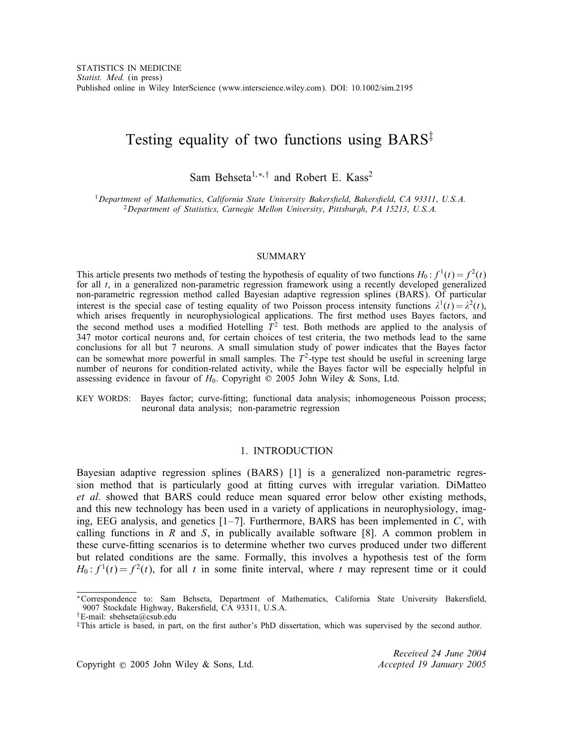STATISTICS IN MEDICINE
*Statist. Med.* (in press)
Published online in Wiley InterScience (www.interscience.wiley.com). DOI: 10.1002/sim.2195

# Testing equality of two functions using BARS[‡]

Sam Behseta[1,*,†] and Robert E. Kass[2]

[1] *Department of Mathematics, California State University Bakersfield, Bakersfield, CA 93311, U.S.A.*
[2] *Department of Statistics, Carnegie Mellon University, Pittsburgh, PA 15213, U.S.A.*

## SUMMARY

This article presents two methods of testing the hypothesis of equality of two functions $H_0: f^1(t) = f^2(t)$ for all $t$, in a generalized non-parametric regression framework using a recently developed generalized non-parametric regression method called Bayesian adaptive regression splines (BARS). Of particular interest is the special case of testing equality of two Poisson process intensity functions $\lambda^1(t) = \lambda^2(t)$, which arises frequently in neurophysiological applications. The first method uses Bayes factors, and the second method uses a modified Hotelling $T^2$ test. Both methods are applied to the analysis of 347 motor cortical neurons and, for certain choices of test criteria, the two methods lead to the same conclusions for all but 7 neurons. A small simulation study of power indicates that the Bayes factor can be somewhat more powerful in small samples. The $T^2$-type test should be useful in screening large number of neurons for condition-related activity, while the Bayes factor will be especially helpful in assessing evidence in favour of $H_0$. Copyright © 2005 John Wiley & Sons, Ltd.

KEY WORDS: Bayes factor; curve-fitting; functional data analysis; inhomogeneous Poisson process; neuronal data analysis; non-parametric regression

## 1. INTRODUCTION

Bayesian adaptive regression splines (BARS) [1] is a generalized non-parametric regression method that is particularly good at fitting curves with irregular variation. DiMatteo *et al*. showed that BARS could reduce mean squared error below other existing methods, and this new technology has been used in a variety of applications in neurophysiology, imaging, EEG analysis, and genetics [1–7]. Furthermore, BARS has been implemented in *C*, with calling functions in *R* and *S*, in publically available software [8]. A common problem in these curve-fitting scenarios is to determine whether two curves produced under two different but related conditions are the same. Formally, this involves a hypothesis test of the form $H_0: f^1(t) = f^2(t)$, for all $t$ in some finite interval, where $t$ may represent time or it could

---

*Correspondence to: Sam Behseta, Department of Mathematics, California State University Bakersfield, 9007 Stockdale Highway, Bakersfield, CA 93311, U.S.A.

†E-mail: sbehseta@csub.edu

‡This article is based, in part, on the first author's PhD dissertation, which was supervised by the second author.

Copyright © 2005 John Wiley & Sons, Ltd.

*Received 24 June 2004*
*Accepted 19 January 2005*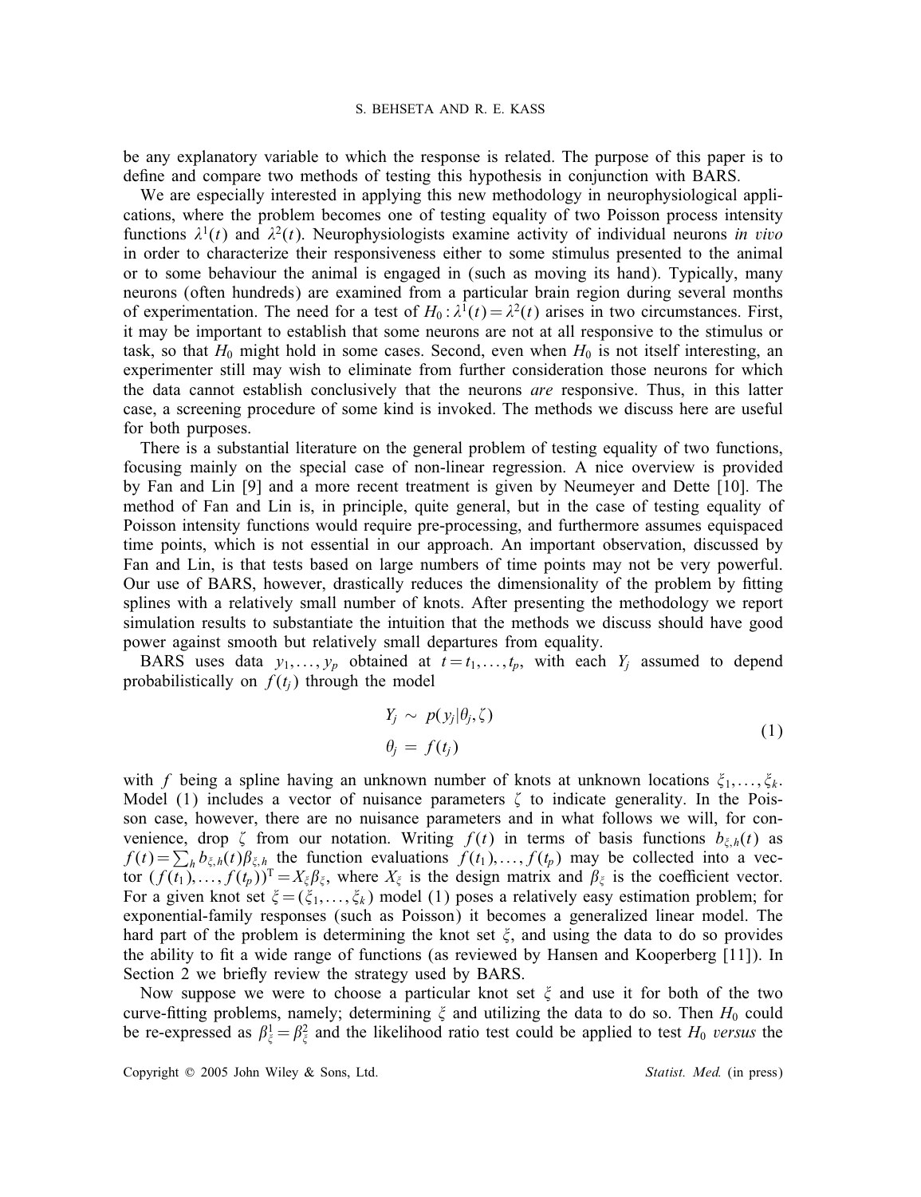be any explanatory variable to which the response is related. The purpose of this paper is to define and compare two methods of testing this hypothesis in conjunction with BARS.

We are especially interested in applying this new methodology in neurophysiological applications, where the problem becomes one of testing equality of two Poisson process intensity functions $\lambda^1(t)$ and $\lambda^2(t)$. Neurophysiologists examine activity of individual neurons *in vivo* in order to characterize their responsiveness either to some stimulus presented to the animal or to some behaviour the animal is engaged in (such as moving its hand). Typically, many neurons (often hundreds) are examined from a particular brain region during several months of experimentation. The need for a test of $H_0 : \lambda^1(t) = \lambda^2(t)$ arises in two circumstances. First, it may be important to establish that some neurons are not at all responsive to the stimulus or task, so that $H_0$ might hold in some cases. Second, even when $H_0$ is not itself interesting, an experimenter still may wish to eliminate from further consideration those neurons for which the data cannot establish conclusively that the neurons *are* responsive. Thus, in this latter case, a screening procedure of some kind is invoked. The methods we discuss here are useful for both purposes.

There is a substantial literature on the general problem of testing equality of two functions, focusing mainly on the special case of non-linear regression. A nice overview is provided by Fan and Lin [9] and a more recent treatment is given by Neumeyer and Dette [10]. The method of Fan and Lin is, in principle, quite general, but in the case of testing equality of Poisson intensity functions would require pre-processing, and furthermore assumes equispaced time points, which is not essential in our approach. An important observation, discussed by Fan and Lin, is that tests based on large numbers of time points may not be very powerful. Our use of BARS, however, drastically reduces the dimensionality of the problem by fitting splines with a relatively small number of knots. After presenting the methodology we report simulation results to substantiate the intuition that the methods we discuss should have good power against smooth but relatively small departures from equality.

BARS uses data $y_1, \ldots, y_p$ obtained at $t = t_1, \ldots, t_p$, with each $Y_j$ assumed to depend probabilistically on $f(t_j)$ through the model

$$
\begin{aligned}
Y_j &\sim p(y_j|\theta_j, \zeta) \\
\theta_j &= f(t_j)
\end{aligned}
\tag{1}
$$

with $f$ being a spline having an unknown number of knots at unknown locations $\xi_1, \ldots, \xi_k$. Model (1) includes a vector of nuisance parameters $\zeta$ to indicate generality. In the Poisson case, however, there are no nuisance parameters and in what follows we will, for convenience, drop $\zeta$ from our notation. Writing $f(t)$ in terms of basis functions $b_{\xi,h}(t)$ as $f(t) = \sum_h b_{\xi,h}(t)\beta_{\xi,h}$ the function evaluations $f(t_1), \ldots, f(t_p)$ may be collected into a vector $(f(t_1), \ldots, f(t_p))^{\mathrm{T}} = X_\xi \beta_\xi$, where $X_\xi$ is the design matrix and $\beta_\xi$ is the coefficient vector. For a given knot set $\xi = (\xi_1, \ldots, \xi_k)$ model (1) poses a relatively easy estimation problem; for exponential-family responses (such as Poisson) it becomes a generalized linear model. The hard part of the problem is determining the knot set $\xi$, and using the data to do so provides the ability to fit a wide range of functions (as reviewed by Hansen and Kooperberg [11]). In Section 2 we briefly review the strategy used by BARS.

Now suppose we were to choose a particular knot set $\xi$ and use it for both of the two curve-fitting problems, namely; determining $\xi$ and utilizing the data to do so. Then $H_0$ could be re-expressed as $\beta_\xi^1 = \beta_\xi^2$ and the likelihood ratio test could be applied to test $H_0$ *versus* the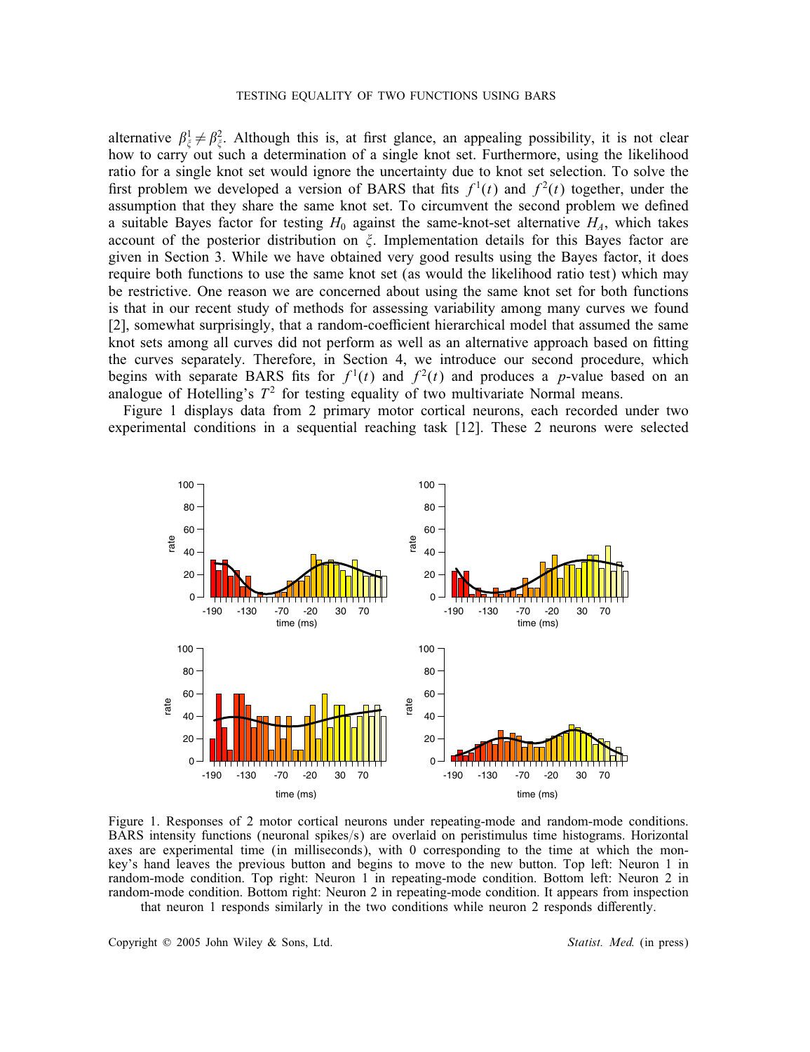alternative $\beta^1_\xi \neq \beta^2_\xi$. Although this is, at first glance, an appealing possibility, it is not clear how to carry out such a determination of a single knot set. Furthermore, using the likelihood ratio for a single knot set would ignore the uncertainty due to knot set selection. To solve the first problem we developed a version of BARS that fits $f^1(t)$ and $f^2(t)$ together, under the assumption that they share the same knot set. To circumvent the second problem we defined a suitable Bayes factor for testing $H_0$ against the same-knot-set alternative $H_A$, which takes account of the posterior distribution on $\xi$. Implementation details for this Bayes factor are given in Section 3. While we have obtained very good results using the Bayes factor, it does require both functions to use the same knot set (as would the likelihood ratio test) which may be restrictive. One reason we are concerned about using the same knot set for both functions is that in our recent study of methods for assessing variability among many curves we found [2], somewhat surprisingly, that a random-coefficient hierarchical model that assumed the same knot sets among all curves did not perform as well as an alternative approach based on fitting the curves separately. Therefore, in Section 4, we introduce our second procedure, which begins with separate BARS fits for $f^1(t)$ and $f^2(t)$ and produces a $p$-value based on an analogue of Hotelling's $T^2$ for testing equality of two multivariate Normal means.

Figure 1 displays data from 2 primary motor cortical neurons, each recorded under two experimental conditions in a sequential reaching task [12]. These 2 neurons were selected

Figure 1. Responses of 2 motor cortical neurons under repeating-mode and random-mode conditions. BARS intensity functions (neuronal spikes/s) are overlaid on peristimulus time histograms. Horizontal axes are experimental time (in milliseconds), with 0 corresponding to the time at which the monkey's hand leaves the previous button and begins to move to the new button. Top left: Neuron 1 in random-mode condition. Top right: Neuron 1 in repeating-mode condition. Bottom left: Neuron 2 in random-mode condition. Bottom right: Neuron 2 in repeating-mode condition. It appears from inspection that neuron 1 responds similarly in the two conditions while neuron 2 responds differently.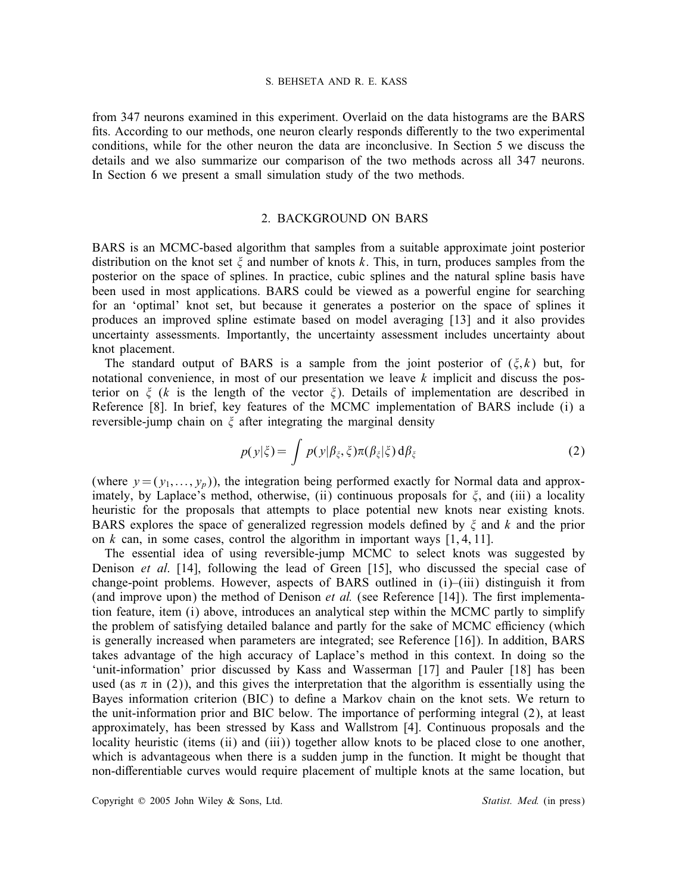from 347 neurons examined in this experiment. Overlaid on the data histograms are the BARS fits. According to our methods, one neuron clearly responds differently to the two experimental conditions, while for the other neuron the data are inconclusive. In Section 5 we discuss the details and we also summarize our comparison of the two methods across all 347 neurons. In Section 6 we present a small simulation study of the two methods.

## 2. BACKGROUND ON BARS

BARS is an MCMC-based algorithm that samples from a suitable approximate joint posterior distribution on the knot set $\xi$ and number of knots $k$. This, in turn, produces samples from the posterior on the space of splines. In practice, cubic splines and the natural spline basis have been used in most applications. BARS could be viewed as a powerful engine for searching for an 'optimal' knot set, but because it generates a posterior on the space of splines it produces an improved spline estimate based on model averaging [13] and it also provides uncertainty assessments. Importantly, the uncertainty assessment includes uncertainty about knot placement.

The standard output of BARS is a sample from the joint posterior of $(\xi, k)$ but, for notational convenience, in most of our presentation we leave $k$ implicit and discuss the posterior on $\xi$ ($k$ is the length of the vector $\xi$). Details of implementation are described in Reference [8]. In brief, key features of the MCMC implementation of BARS include (i) a reversible-jump chain on $\xi$ after integrating the marginal density

$$p(y|\xi) = \int p(y|\beta_\xi, \xi)\pi(\beta_\xi|\xi)\,\mathrm{d}\beta_\xi \tag{2}$$

(where $y = (y_1, \ldots, y_p)$), the integration being performed exactly for Normal data and approximately, by Laplace's method, otherwise, (ii) continuous proposals for $\xi$, and (iii) a locality heuristic for the proposals that attempts to place potential new knots near existing knots. BARS explores the space of generalized regression models defined by $\xi$ and $k$ and the prior on $k$ can, in some cases, control the algorithm in important ways [1, 4, 11].

The essential idea of using reversible-jump MCMC to select knots was suggested by Denison *et al*. [14], following the lead of Green [15], who discussed the special case of change-point problems. However, aspects of BARS outlined in (i)–(iii) distinguish it from (and improve upon) the method of Denison *et al.* (see Reference [14]). The first implementation feature, item (i) above, introduces an analytical step within the MCMC partly to simplify the problem of satisfying detailed balance and partly for the sake of MCMC efficiency (which is generally increased when parameters are integrated; see Reference [16]). In addition, BARS takes advantage of the high accuracy of Laplace's method in this context. In doing so the 'unit-information' prior discussed by Kass and Wasserman [17] and Pauler [18] has been used (as $\pi$ in (2)), and this gives the interpretation that the algorithm is essentially using the Bayes information criterion (BIC) to define a Markov chain on the knot sets. We return to the unit-information prior and BIC below. The importance of performing integral (2), at least approximately, has been stressed by Kass and Wallstrom [4]. Continuous proposals and the locality heuristic (items (ii) and (iii)) together allow knots to be placed close to one another, which is advantageous when there is a sudden jump in the function. It might be thought that non-differentiable curves would require placement of multiple knots at the same location, but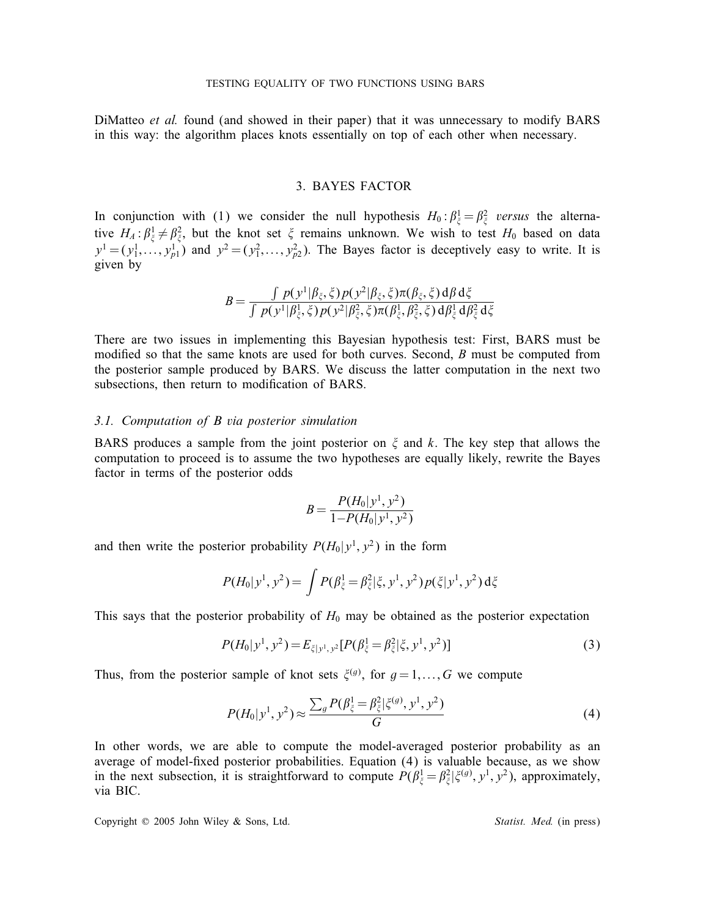DiMatteo *et al.* found (and showed in their paper) that it was unnecessary to modify BARS in this way: the algorithm places knots essentially on top of each other when necessary.

## 3. BAYES FACTOR

In conjunction with (1) we consider the null hypothesis $H_0: \beta^1_\xi = \beta^2_\xi$ *versus* the alternative $H_A: \beta^1_\xi \neq \beta^2_\xi$, but the knot set $\xi$ remains unknown. We wish to test $H_0$ based on data $y^1 = (y^1_1, \ldots, y^1_{p1})$ and $y^2 = (y^2_1, \ldots, y^2_{p2})$. The Bayes factor is deceptively easy to write. It is given by

$$B = \frac{\int p(y^1|\beta_\xi, \xi)\, p(y^2|\beta_\xi, \xi)\, \pi(\beta_\xi, \xi)\, \mathrm{d}\beta\, \mathrm{d}\xi}{\int p(y^1|\beta^1_\xi, \xi)\, p(y^2|\beta^2_\xi, \xi)\, \pi(\beta^1_\xi, \beta^2_\xi, \xi)\, \mathrm{d}\beta^1_\xi\, \mathrm{d}\beta^2_\xi\, \mathrm{d}\xi}$$

There are two issues in implementing this Bayesian hypothesis test: First, BARS must be modified so that the same knots are used for both curves. Second, $B$ must be computed from the posterior sample produced by BARS. We discuss the latter computation in the next two subsections, then return to modification of BARS.

### 3.1. *Computation of B via posterior simulation*

BARS produces a sample from the joint posterior on $\xi$ and $k$. The key step that allows the computation to proceed is to assume the two hypotheses are equally likely, rewrite the Bayes factor in terms of the posterior odds

$$B = \frac{P(H_0|y^1, y^2)}{1 - P(H_0|y^1, y^2)}$$

and then write the posterior probability $P(H_0|y^1, y^2)$ in the form

$$P(H_0|y^1, y^2) = \int P(\beta^1_\xi = \beta^2_\xi|\xi, y^1, y^2)\, p(\xi|y^1, y^2)\, \mathrm{d}\xi$$

This says that the posterior probability of $H_0$ may be obtained as the posterior expectation

$$P(H_0|y^1, y^2) = E_{\xi|y^1, y^2}[P(\beta^1_\xi = \beta^2_\xi|\xi, y^1, y^2)] \tag{3}$$

Thus, from the posterior sample of knot sets $\xi^{(g)}$, for $g = 1, \ldots, G$ we compute

$$P(H_0|y^1, y^2) \approx \frac{\sum_g P(\beta^1_\xi = \beta^2_\xi|\xi^{(g)}, y^1, y^2)}{G} \tag{4}$$

In other words, we are able to compute the model-averaged posterior probability as an average of model-fixed posterior probabilities. Equation (4) is valuable because, as we show in the next subsection, it is straightforward to compute $P(\beta^1_\xi = \beta^2_\xi|\xi^{(g)}, y^1, y^2)$, approximately, via BIC.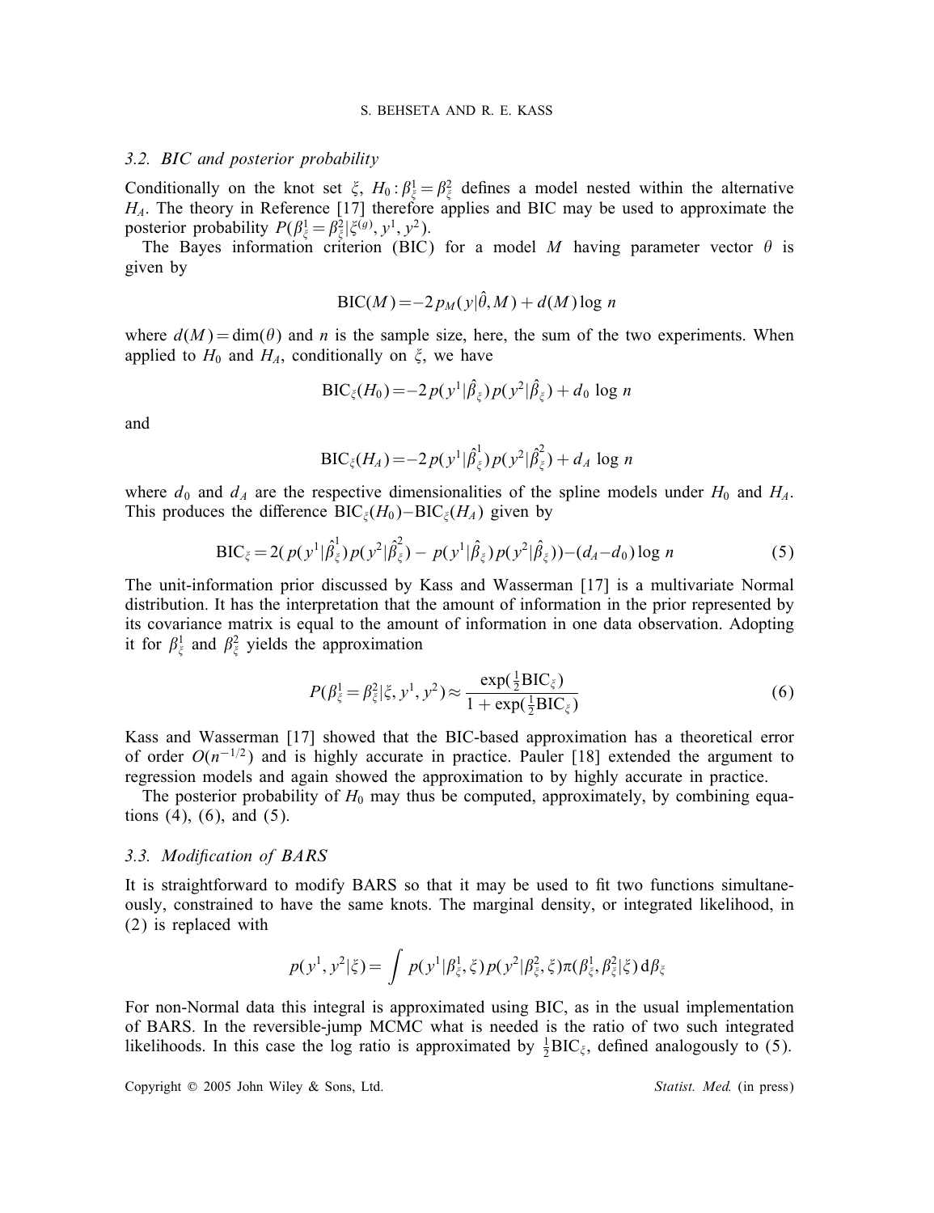### 3.2. BIC and posterior probability

Conditionally on the knot set $\xi$, $H_0 : \beta_\xi^1 = \beta_\xi^2$ defines a model nested within the alternative $H_A$. The theory in Reference [17] therefore applies and BIC may be used to approximate the posterior probability $P(\beta_\xi^1 = \beta_\xi^2 | \xi^{(g)}, y^1, y^2)$.

The Bayes information criterion (BIC) for a model $M$ having parameter vector $\theta$ is given by

$$\text{BIC}(M) = -2\, p_M(y|\hat{\theta}, M) + d(M) \log n$$

where $d(M) = \dim(\theta)$ and $n$ is the sample size, here, the sum of the two experiments. When applied to $H_0$ and $H_A$, conditionally on $\xi$, we have

$$\text{BIC}_\xi(H_0) = -2\, p(y^1|\hat{\beta}_\xi)\, p(y^2|\hat{\beta}_\xi) + d_0 \log n$$

and

$$\text{BIC}_\xi(H_A) = -2\, p(y^1|\hat{\beta}_\xi^1)\, p(y^2|\hat{\beta}_\xi^2) + d_A \log n$$

where $d_0$ and $d_A$ are the respective dimensionalities of the spline models under $H_0$ and $H_A$. This produces the difference $\text{BIC}_\xi(H_0) - \text{BIC}_\xi(H_A)$ given by

$$\text{BIC}_\xi = 2(\, p(y^1|\hat{\beta}_\xi^1)\, p(y^2|\hat{\beta}_\xi^2) - \, p(y^1|\hat{\beta}_\xi)\, p(y^2|\hat{\beta}_\xi)) - (d_A - d_0) \log n \tag{5}$$

The unit-information prior discussed by Kass and Wasserman [17] is a multivariate Normal distribution. It has the interpretation that the amount of information in the prior represented by its covariance matrix is equal to the amount of information in one data observation. Adopting it for $\beta_\xi^1$ and $\beta_\xi^2$ yields the approximation

$$P(\beta_\xi^1 = \beta_\xi^2 | \xi, y^1, y^2) \approx \frac{\exp(\frac{1}{2}\text{BIC}_\xi)}{1 + \exp(\frac{1}{2}\text{BIC}_\xi)} \tag{6}$$

Kass and Wasserman [17] showed that the BIC-based approximation has a theoretical error of order $O(n^{-1/2})$ and is highly accurate in practice. Pauler [18] extended the argument to regression models and again showed the approximation to by highly accurate in practice.

The posterior probability of $H_0$ may thus be computed, approximately, by combining equations (4), (6), and (5).

### 3.3. Modification of BARS

It is straightforward to modify BARS so that it may be used to fit two functions simultaneously, constrained to have the same knots. The marginal density, or integrated likelihood, in (2) is replaced with

$$p(y^1, y^2|\xi) = \int p(y^1|\beta_\xi^1, \xi)\, p(y^2|\beta_\xi^2, \xi)\, \pi(\beta_\xi^1, \beta_\xi^2|\xi)\, \mathrm{d}\beta_\xi$$

For non-Normal data this integral is approximated using BIC, as in the usual implementation of BARS. In the reversible-jump MCMC what is needed is the ratio of two such integrated likelihoods. In this case the log ratio is approximated by $\frac{1}{2}\text{BIC}_\xi$, defined analogously to (5).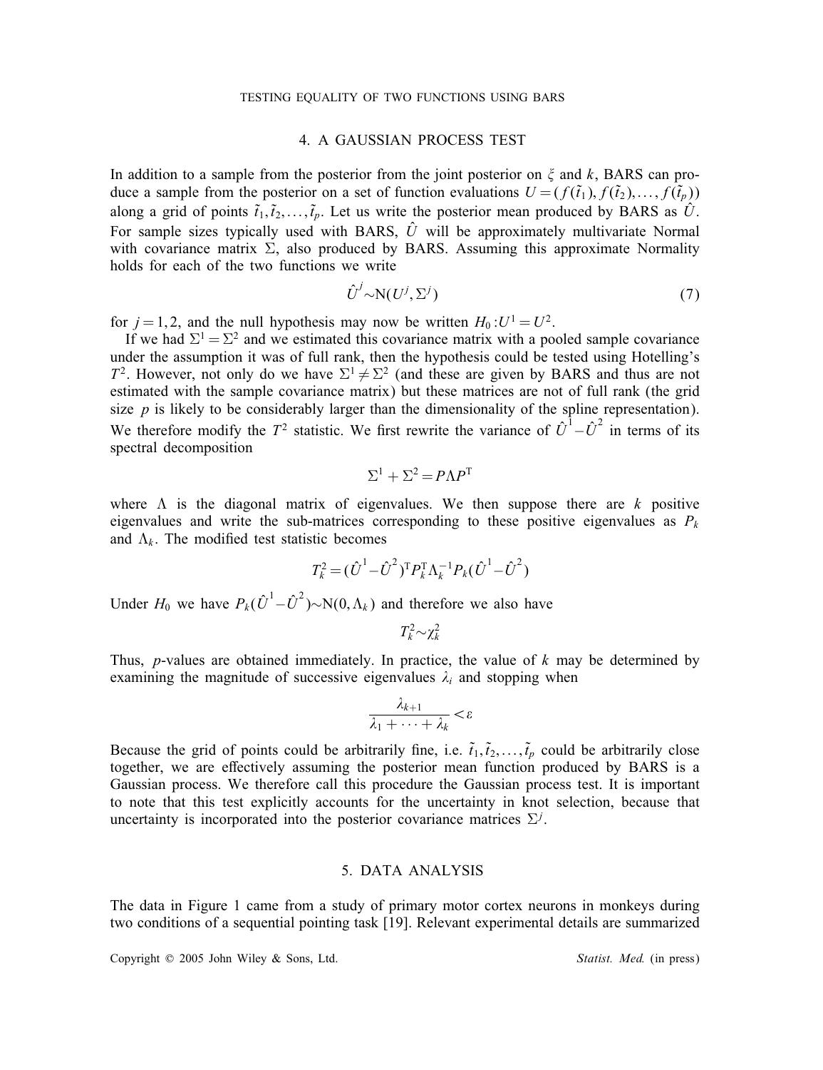## 4. A GAUSSIAN PROCESS TEST

In addition to a sample from the posterior from the joint posterior on $\xi$ and $k$, BARS can produce a sample from the posterior on a set of function evaluations $U = (f(\tilde{t}_1), f(\tilde{t}_2), \ldots, f(\tilde{t}_p))$ along a grid of points $\tilde{t}_1, \tilde{t}_2, \ldots, \tilde{t}_p$. Let us write the posterior mean produced by BARS as $\hat{U}$. For sample sizes typically used with BARS, $\hat{U}$ will be approximately multivariate Normal with covariance matrix $\Sigma$, also produced by BARS. Assuming this approximate Normality holds for each of the two functions we write

$$\hat{U}^j \sim \mathrm{N}(U^j, \Sigma^j) \tag{7}$$

for $j = 1, 2$, and the null hypothesis may now be written $H_0 : U^1 = U^2$.

If we had $\Sigma^1 = \Sigma^2$ and we estimated this covariance matrix with a pooled sample covariance under the assumption it was of full rank, then the hypothesis could be tested using Hotelling's $T^2$. However, not only do we have $\Sigma^1 \neq \Sigma^2$ (and these are given by BARS and thus are not estimated with the sample covariance matrix) but these matrices are not of full rank (the grid size $p$ is likely to be considerably larger than the dimensionality of the spline representation). We therefore modify the $T^2$ statistic. We first rewrite the variance of $\hat{U}^1 - \hat{U}^2$ in terms of its spectral decomposition

$$\Sigma^1 + \Sigma^2 = P \Lambda P^{\mathrm{T}}$$

where $\Lambda$ is the diagonal matrix of eigenvalues. We then suppose there are $k$ positive eigenvalues and write the sub-matrices corresponding to these positive eigenvalues as $P_k$ and $\Lambda_k$. The modified test statistic becomes

$$T_k^2 = (\hat{U}^1 - \hat{U}^2)^{\mathrm{T}} P_k^{\mathrm{T}} \Lambda_k^{-1} P_k (\hat{U}^1 - \hat{U}^2)$$

Under $H_0$ we have $P_k(\hat{U}^1 - \hat{U}^2) \sim \mathrm{N}(0, \Lambda_k)$ and therefore we also have

$$T_k^2 \sim \chi_k^2$$

Thus, $p$-values are obtained immediately. In practice, the value of $k$ may be determined by examining the magnitude of successive eigenvalues $\lambda_i$ and stopping when

$$\frac{\lambda_{k+1}}{\lambda_1 + \cdots + \lambda_k} < \varepsilon$$

Because the grid of points could be arbitrarily fine, i.e. $\tilde{t}_1, \tilde{t}_2, \ldots, \tilde{t}_p$ could be arbitrarily close together, we are effectively assuming the posterior mean function produced by BARS is a Gaussian process. We therefore call this procedure the Gaussian process test. It is important to note that this test explicitly accounts for the uncertainty in knot selection, because that uncertainty is incorporated into the posterior covariance matrices $\Sigma^j$.

## 5. DATA ANALYSIS

The data in Figure 1 came from a study of primary motor cortex neurons in monkeys during two conditions of a sequential pointing task [19]. Relevant experimental details are summarized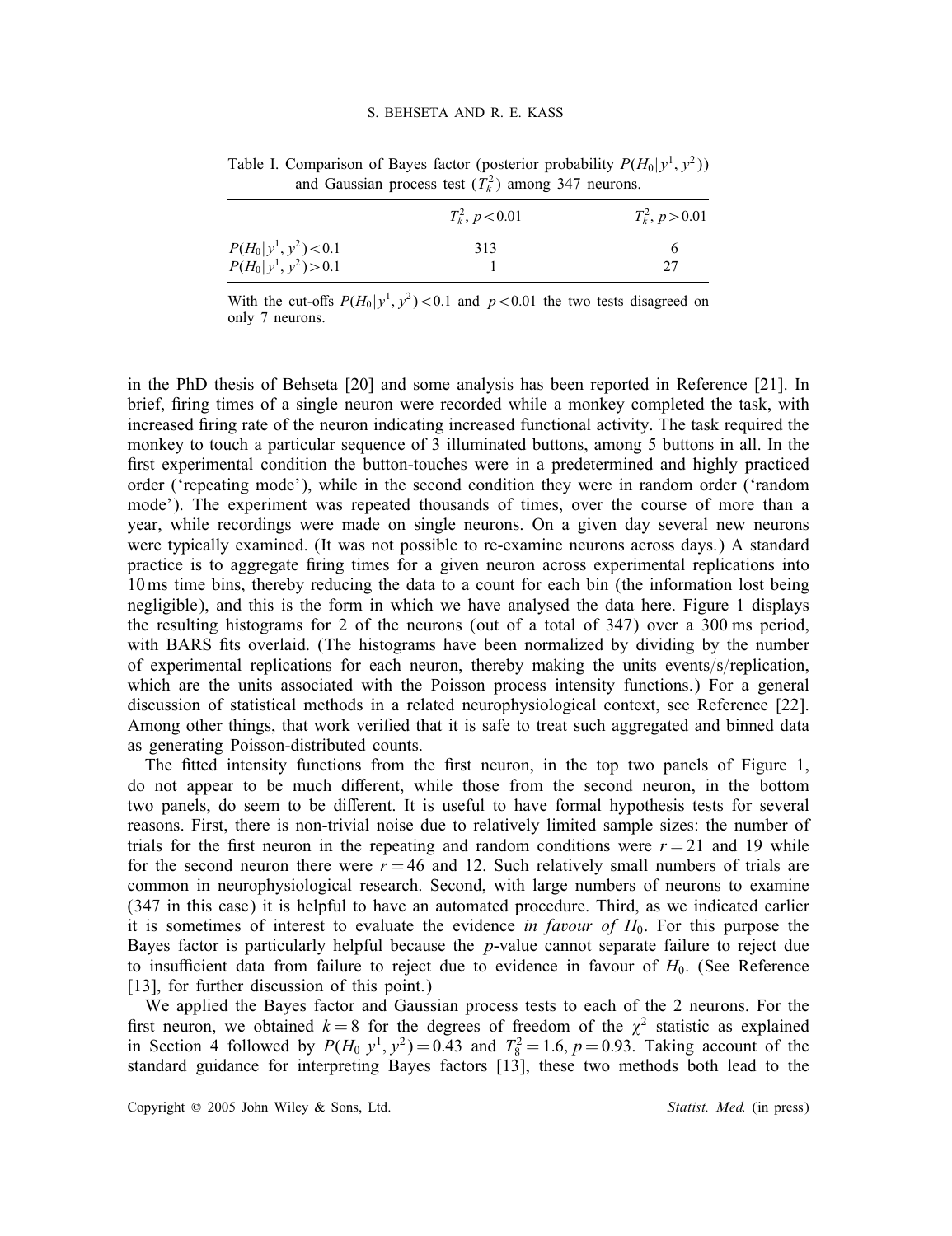Table I. Comparison of Bayes factor (posterior probability $P(H_0|y^1, y^2)$) and Gaussian process test ($T_k^2$) among 347 neurons.

| | $T_k^2$, $p<0.01$ | $T_k^2$, $p>0.01$ |
|---|---|---|
| $P(H_0\|y^1, y^2)<0.1$ | 313 | 6 |
| $P(H_0\|y^1, y^2)>0.1$ | 1 | 27 |

With the cut-offs $P(H_0|y^1, y^2)<0.1$ and $p<0.01$ the two tests disagreed on only 7 neurons.

in the PhD thesis of Behseta [20] and some analysis has been reported in Reference [21]. In brief, firing times of a single neuron were recorded while a monkey completed the task, with increased firing rate of the neuron indicating increased functional activity. The task required the monkey to touch a particular sequence of 3 illuminated buttons, among 5 buttons in all. In the first experimental condition the button-touches were in a predetermined and highly practiced order ('repeating mode'), while in the second condition they were in random order ('random mode'). The experiment was repeated thousands of times, over the course of more than a year, while recordings were made on single neurons. On a given day several new neurons were typically examined. (It was not possible to re-examine neurons across days.) A standard practice is to aggregate firing times for a given neuron across experimental replications into 10 ms time bins, thereby reducing the data to a count for each bin (the information lost being negligible), and this is the form in which we have analysed the data here. Figure 1 displays the resulting histograms for 2 of the neurons (out of a total of 347) over a 300 ms period, with BARS fits overlaid. (The histograms have been normalized by dividing by the number of experimental replications for each neuron, thereby making the units events/s/replication, which are the units associated with the Poisson process intensity functions.) For a general discussion of statistical methods in a related neurophysiological context, see Reference [22]. Among other things, that work verified that it is safe to treat such aggregated and binned data as generating Poisson-distributed counts.

The fitted intensity functions from the first neuron, in the top two panels of Figure 1, do not appear to be much different, while those from the second neuron, in the bottom two panels, do seem to be different. It is useful to have formal hypothesis tests for several reasons. First, there is non-trivial noise due to relatively limited sample sizes: the number of trials for the first neuron in the repeating and random conditions were $r=21$ and 19 while for the second neuron there were $r=46$ and 12. Such relatively small numbers of trials are common in neurophysiological research. Second, with large numbers of neurons to examine (347 in this case) it is helpful to have an automated procedure. Third, as we indicated earlier it is sometimes of interest to evaluate the evidence *in favour of* $H_0$. For this purpose the Bayes factor is particularly helpful because the $p$-value cannot separate failure to reject due to insufficient data from failure to reject due to evidence in favour of $H_0$. (See Reference [13], for further discussion of this point.)

We applied the Bayes factor and Gaussian process tests to each of the 2 neurons. For the first neuron, we obtained $k=8$ for the degrees of freedom of the $\chi^2$ statistic as explained in Section 4 followed by $P(H_0|y^1, y^2)=0.43$ and $T_8^2=1.6$, $p=0.93$. Taking account of the standard guidance for interpreting Bayes factors [13], these two methods both lead to the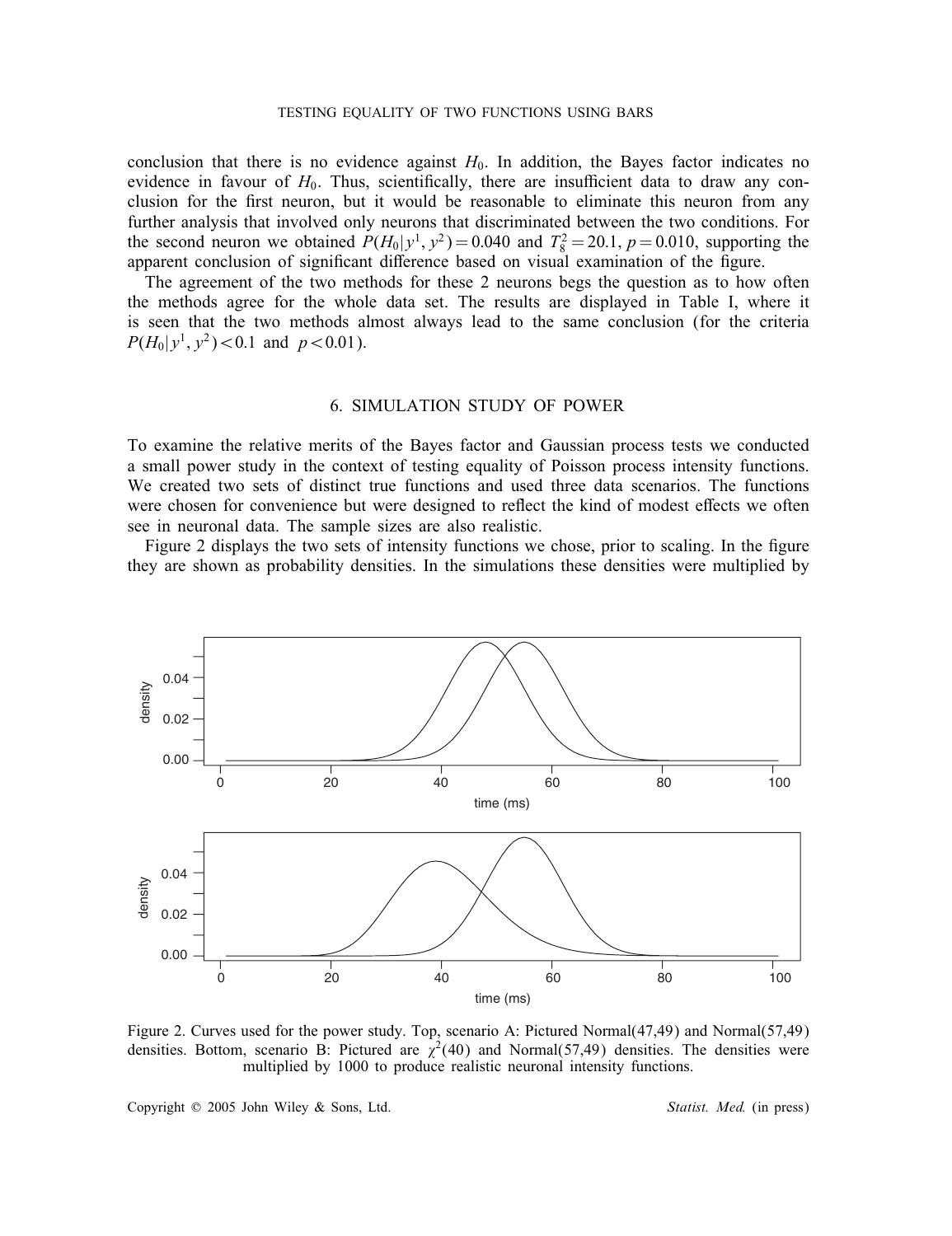conclusion that there is no evidence against $H_0$. In addition, the Bayes factor indicates no evidence in favour of $H_0$. Thus, scientifically, there are insufficient data to draw any conclusion for the first neuron, but it would be reasonable to eliminate this neuron from any further analysis that involved only neurons that discriminated between the two conditions. For the second neuron we obtained $P(H_0|y^1, y^2) = 0.040$ and $T_8^2 = 20.1$, $p = 0.010$, supporting the apparent conclusion of significant difference based on visual examination of the figure.

The agreement of the two methods for these 2 neurons begs the question as to how often the methods agree for the whole data set. The results are displayed in Table I, where it is seen that the two methods almost always lead to the same conclusion (for the criteria $P(H_0|y^1, y^2) < 0.1$ and $p < 0.01$).

## 6. SIMULATION STUDY OF POWER

To examine the relative merits of the Bayes factor and Gaussian process tests we conducted a small power study in the context of testing equality of Poisson process intensity functions. We created two sets of distinct true functions and used three data scenarios. The functions were chosen for convenience but were designed to reflect the kind of modest effects we often see in neuronal data. The sample sizes are also realistic.

Figure 2 displays the two sets of intensity functions we chose, prior to scaling. In the figure they are shown as probability densities. In the simulations these densities were multiplied by

Figure 2. Curves used for the power study. Top, scenario A: Pictured Normal(47,49) and Normal(57,49) densities. Bottom, scenario B: Pictured are $\chi^2(40)$ and Normal(57,49) densities. The densities were multiplied by 1000 to produce realistic neuronal intensity functions.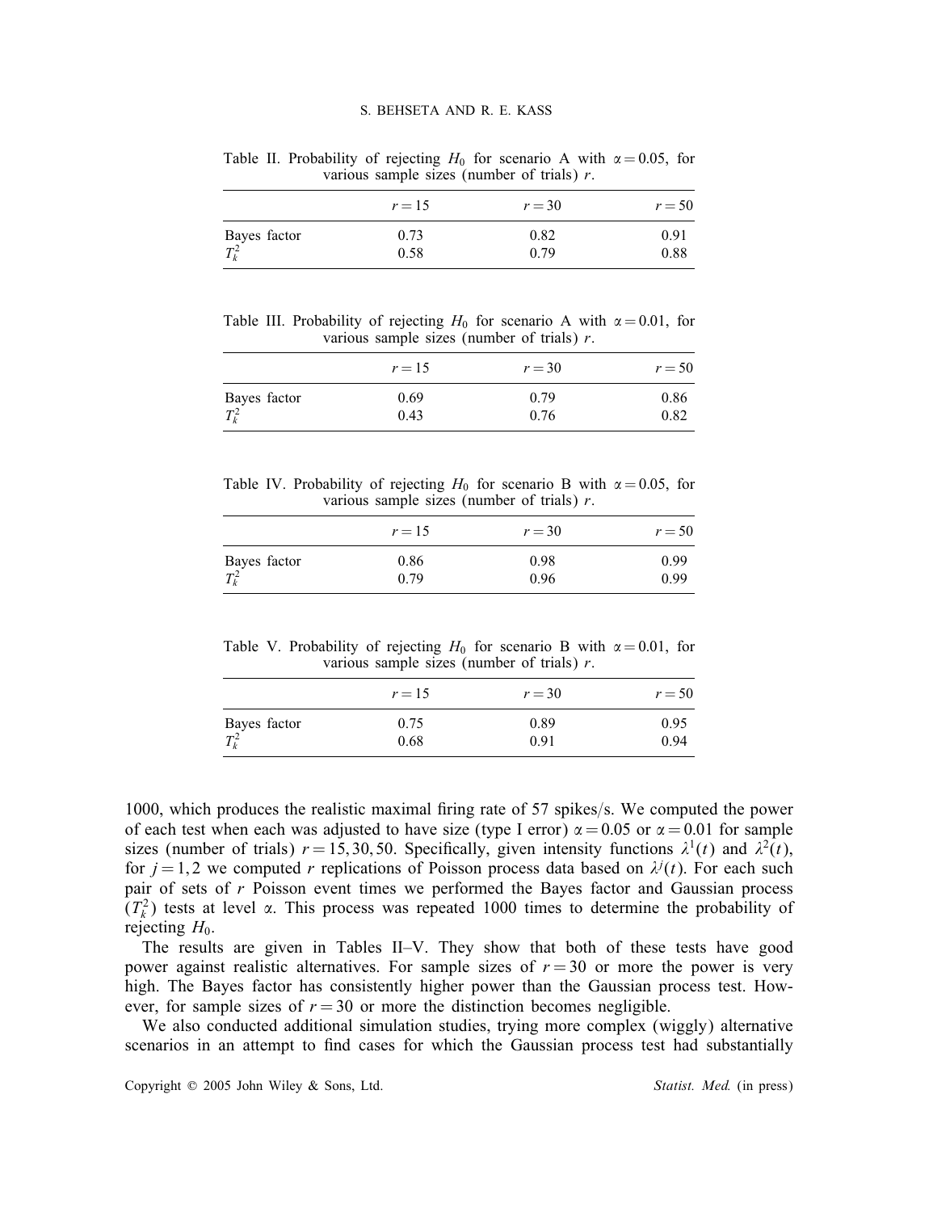Table II. Probability of rejecting $H_0$ for scenario A with $\alpha = 0.05$, for various sample sizes (number of trials) $r$.

| | $r = 15$ | $r = 30$ | $r = 50$ |
|---|---|---|---|
| Bayes factor | 0.73 | 0.82 | 0.91 |
| $T_k^2$ | 0.58 | 0.79 | 0.88 |

Table III. Probability of rejecting $H_0$ for scenario A with $\alpha = 0.01$, for various sample sizes (number of trials) $r$.

| | $r = 15$ | $r = 30$ | $r = 50$ |
|---|---|---|---|
| Bayes factor | 0.69 | 0.79 | 0.86 |
| $T_k^2$ | 0.43 | 0.76 | 0.82 |

Table IV. Probability of rejecting $H_0$ for scenario B with $\alpha = 0.05$, for various sample sizes (number of trials) $r$.

| | $r = 15$ | $r = 30$ | $r = 50$ |
|---|---|---|---|
| Bayes factor | 0.86 | 0.98 | 0.99 |
| $T_k^2$ | 0.79 | 0.96 | 0.99 |

Table V. Probability of rejecting $H_0$ for scenario B with $\alpha = 0.01$, for various sample sizes (number of trials) $r$.

| | $r = 15$ | $r = 30$ | $r = 50$ |
|---|---|---|---|
| Bayes factor | 0.75 | 0.89 | 0.95 |
| $T_k^2$ | 0.68 | 0.91 | 0.94 |

1000, which produces the realistic maximal firing rate of 57 spikes/s. We computed the power of each test when each was adjusted to have size (type I error) $\alpha = 0.05$ or $\alpha = 0.01$ for sample sizes (number of trials) $r = 15, 30, 50$. Specifically, given intensity functions $\lambda^1(t)$ and $\lambda^2(t)$, for $j = 1, 2$ we computed $r$ replications of Poisson process data based on $\lambda^j(t)$. For each such pair of sets of $r$ Poisson event times we performed the Bayes factor and Gaussian process ($T_k^2$) tests at level $\alpha$. This process was repeated 1000 times to determine the probability of rejecting $H_0$.

The results are given in Tables II–V. They show that both of these tests have good power against realistic alternatives. For sample sizes of $r = 30$ or more the power is very high. The Bayes factor has consistently higher power than the Gaussian process test. However, for sample sizes of $r = 30$ or more the distinction becomes negligible.

We also conducted additional simulation studies, trying more complex (wiggly) alternative scenarios in an attempt to find cases for which the Gaussian process test had substantially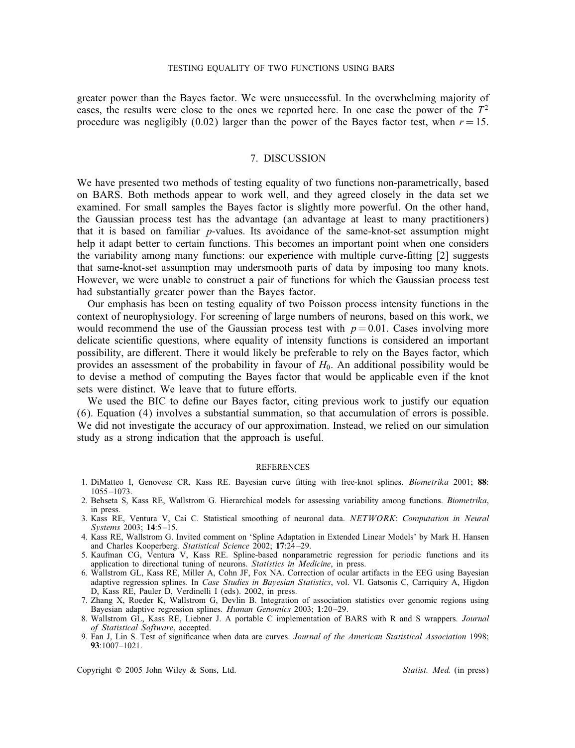greater power than the Bayes factor. We were unsuccessful. In the overwhelming majority of cases, the results were close to the ones we reported here. In one case the power of the $T^2$ procedure was negligibly (0.02) larger than the power of the Bayes factor test, when $r = 15$.

## 7. DISCUSSION

We have presented two methods of testing equality of two functions non-parametrically, based on BARS. Both methods appear to work well, and they agreed closely in the data set we examined. For small samples the Bayes factor is slightly more powerful. On the other hand, the Gaussian process test has the advantage (an advantage at least to many practitioners) that it is based on familiar $p$-values. Its avoidance of the same-knot-set assumption might help it adapt better to certain functions. This becomes an important point when one considers the variability among many functions: our experience with multiple curve-fitting [2] suggests that same-knot-set assumption may undersmooth parts of data by imposing too many knots. However, we were unable to construct a pair of functions for which the Gaussian process test had substantially greater power than the Bayes factor.

Our emphasis has been on testing equality of two Poisson process intensity functions in the context of neurophysiology. For screening of large numbers of neurons, based on this work, we would recommend the use of the Gaussian process test with $p = 0.01$. Cases involving more delicate scientific questions, where equality of intensity functions is considered an important possibility, are different. There it would likely be preferable to rely on the Bayes factor, which provides an assessment of the probability in favour of $H_0$. An additional possibility would be to devise a method of computing the Bayes factor that would be applicable even if the knot sets were distinct. We leave that to future efforts.

We used the BIC to define our Bayes factor, citing previous work to justify our equation (6). Equation (4) involves a substantial summation, so that accumulation of errors is possible. We did not investigate the accuracy of our approximation. Instead, we relied on our simulation study as a strong indication that the approach is useful.

### REFERENCES

1. DiMatteo I, Genovese CR, Kass RE. Bayesian curve fitting with free-knot splines. *Biometrika* 2001; **88**: 1055–1073.
2. Behseta S, Kass RE, Wallstrom G. Hierarchical models for assessing variability among functions. *Biometrika*, in press.
3. Kass RE, Ventura V, Cai C. Statistical smoothing of neuronal data. *NETWORK*: *Computation in Neural Systems* 2003; **14**:5–15.
4. Kass RE, Wallstrom G. Invited comment on 'Spline Adaptation in Extended Linear Models' by Mark H. Hansen and Charles Kooperberg. *Statistical Science* 2002; **17**:24–29.
5. Kaufman CG, Ventura V, Kass RE. Spline-based nonparametric regression for periodic functions and its application to directional tuning of neurons. *Statistics in Medicine*, in press.
6. Wallstrom GL, Kass RE, Miller A, Cohn JF, Fox NA. Correction of ocular artifacts in the EEG using Bayesian adaptive regression splines. In *Case Studies in Bayesian Statistics*, vol. VI. Gatsonis C, Carriquiry A, Higdon D, Kass RE, Pauler D, Verdinelli I (eds). 2002, in press.
7. Zhang X, Roeder K, Wallstrom G, Devlin B. Integration of association statistics over genomic regions using Bayesian adaptive regression splines. *Human Genomics* 2003; **1**:20–29.
8. Wallstrom GL, Kass RE, Liebner J. A portable C implementation of BARS with R and S wrappers. *Journal of Statistical Software*, accepted.
9. Fan J, Lin S. Test of significance when data are curves. *Journal of the American Statistical Association* 1998; **93**:1007–1021.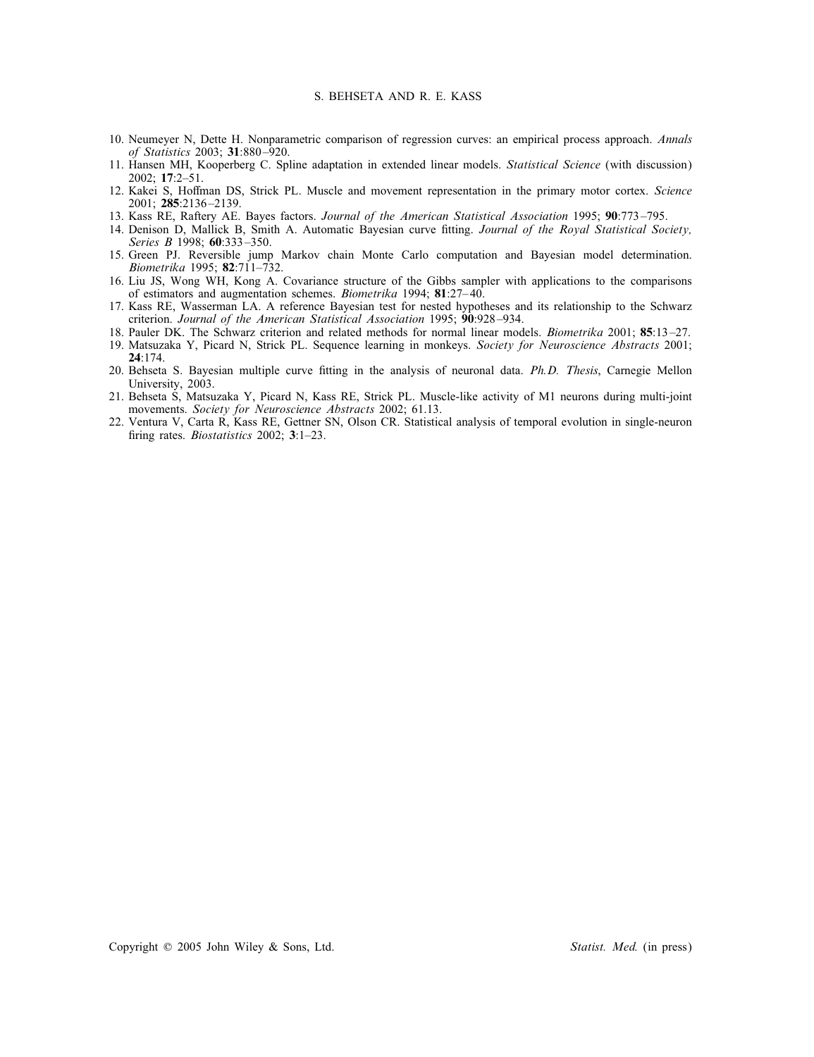10. Neumeyer N, Dette H. Nonparametric comparison of regression curves: an empirical process approach. *Annals of Statistics* 2003; **31**:880–920.
11. Hansen MH, Kooperberg C. Spline adaptation in extended linear models. *Statistical Science* (with discussion) 2002; **17**:2–51.
12. Kakei S, Hoffman DS, Strick PL. Muscle and movement representation in the primary motor cortex. *Science* 2001; **285**:2136–2139.
13. Kass RE, Raftery AE. Bayes factors. *Journal of the American Statistical Association* 1995; **90**:773–795.
14. Denison D, Mallick B, Smith A. Automatic Bayesian curve fitting. *Journal of the Royal Statistical Society, Series B* 1998; **60**:333–350.
15. Green PJ. Reversible jump Markov chain Monte Carlo computation and Bayesian model determination. *Biometrika* 1995; **82**:711–732.
16. Liu JS, Wong WH, Kong A. Covariance structure of the Gibbs sampler with applications to the comparisons of estimators and augmentation schemes. *Biometrika* 1994; **81**:27–40.
17. Kass RE, Wasserman LA. A reference Bayesian test for nested hypotheses and its relationship to the Schwarz criterion. *Journal of the American Statistical Association* 1995; **90**:928–934.
18. Pauler DK. The Schwarz criterion and related methods for normal linear models. *Biometrika* 2001; **85**:13–27.
19. Matsuzaka Y, Picard N, Strick PL. Sequence learning in monkeys. *Society for Neuroscience Abstracts* 2001; **24**:174.
20. Behseta S. Bayesian multiple curve fitting in the analysis of neuronal data. *Ph.D. Thesis*, Carnegie Mellon University, 2003.
21. Behseta S, Matsuzaka Y, Picard N, Kass RE, Strick PL. Muscle-like activity of M1 neurons during multi-joint movements. *Society for Neuroscience Abstracts* 2002; 61.13.
22. Ventura V, Carta R, Kass RE, Gettner SN, Olson CR. Statistical analysis of temporal evolution in single-neuron firing rates. *Biostatistics* 2002; **3**:1–23.